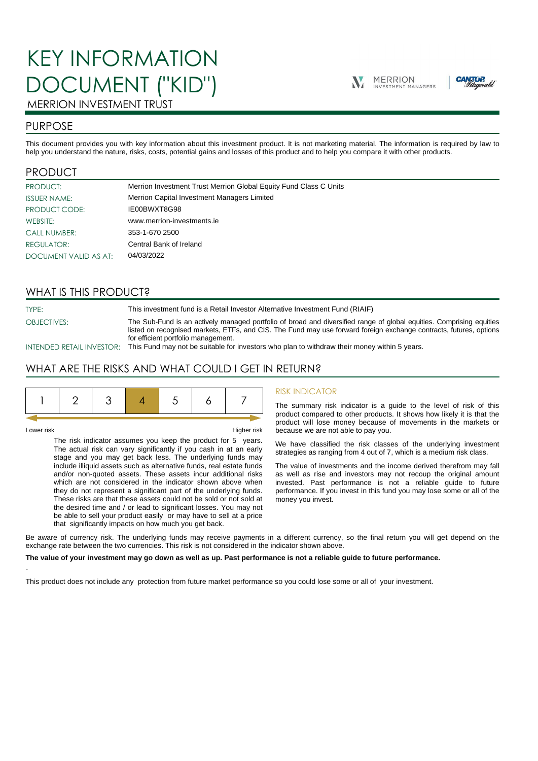# KEY INFORMATION DOCUMENT ("KID")

MERRION INVESTMENT TRUST

## PURPOSE

This document provides you with key information about this investment product. It is not marketing material. The information is required by law to help you understand the nature, risks, costs, potential gains and losses of this product and to help you compare it with other products.

## PRODUCT

| | |
|---|---|
| PRODUCT: | Merrion Investment Trust Merrion Global Equity Fund Class C Units |
| ISSUER NAME: | Merrion Capital Investment Managers Limited |
| PRODUCT CODE: | IE00BWXT8G98 |
| WEBSITE: | www.merrion-investments.ie |
| CALL NUMBER: | 353-1-670 2500 |
| REGULATOR: | Central Bank of Ireland |
| DOCUMENT VALID AS AT: | 04/03/2022 |

## WHAT IS THIS PRODUCT?

TYPE: This investment fund is a Retail Investor Alternative Investment Fund (RIAIF)

OBJECTIVES: The Sub-Fund is an actively managed portfolio of broad and diversified range of global equities. Comprising equities listed on recognised markets, ETFs, and CIS. The Fund may use forward foreign exchange contracts, futures, options for efficient portfolio management.

INTENDED RETAIL INVESTOR: This Fund may not be suitable for investors who plan to withdraw their money within 5 years.

## WHAT ARE THE RISKS AND WHAT COULD I GET IN RETURN?

| 1 | 2 | 3 | **4** | 5 | 6 | 7 |
|---|---|---|---|---|---|---|

Lower risk — Higher risk

The risk indicator assumes you keep the product for 5 years. The actual risk can vary significantly if you cash in at an early stage and you may get back less. The underlying funds may include illiquid assets such as alternative funds, real estate funds and/or non-quoted assets. These assets incur additional risks which are not considered in the indicator shown above when they do not represent a significant part of the underlying funds. These risks are that these assets could not be sold or not sold at the desired time and / or lead to significant losses. You may not be able to sell your product easily or may have to sell at a price that significantly impacts on how much you get back.

### RISK INDICATOR

The summary risk indicator is a guide to the level of risk of this product compared to other products. It shows how likely it is that the product will lose money because of movements in the markets or because we are not able to pay you.

We have classified the risk classes of the underlying investment strategies as ranging from 4 out of 7, which is a medium risk class.

The value of investments and the income derived therefrom may fall as well as rise and investors may not recoup the original amount invested. Past performance is not a reliable guide to future performance. If you invest in this fund you may lose some or all of the money you invest.

Be aware of currency risk. The underlying funds may receive payments in a different currency, so the final return you will get depend on the exchange rate between the two currencies. This risk is not considered in the indicator shown above.

**The value of your investment may go down as well as up. Past performance is not a reliable guide to future performance.**

-

This product does not include any protection from future market performance so you could lose some or all of your investment.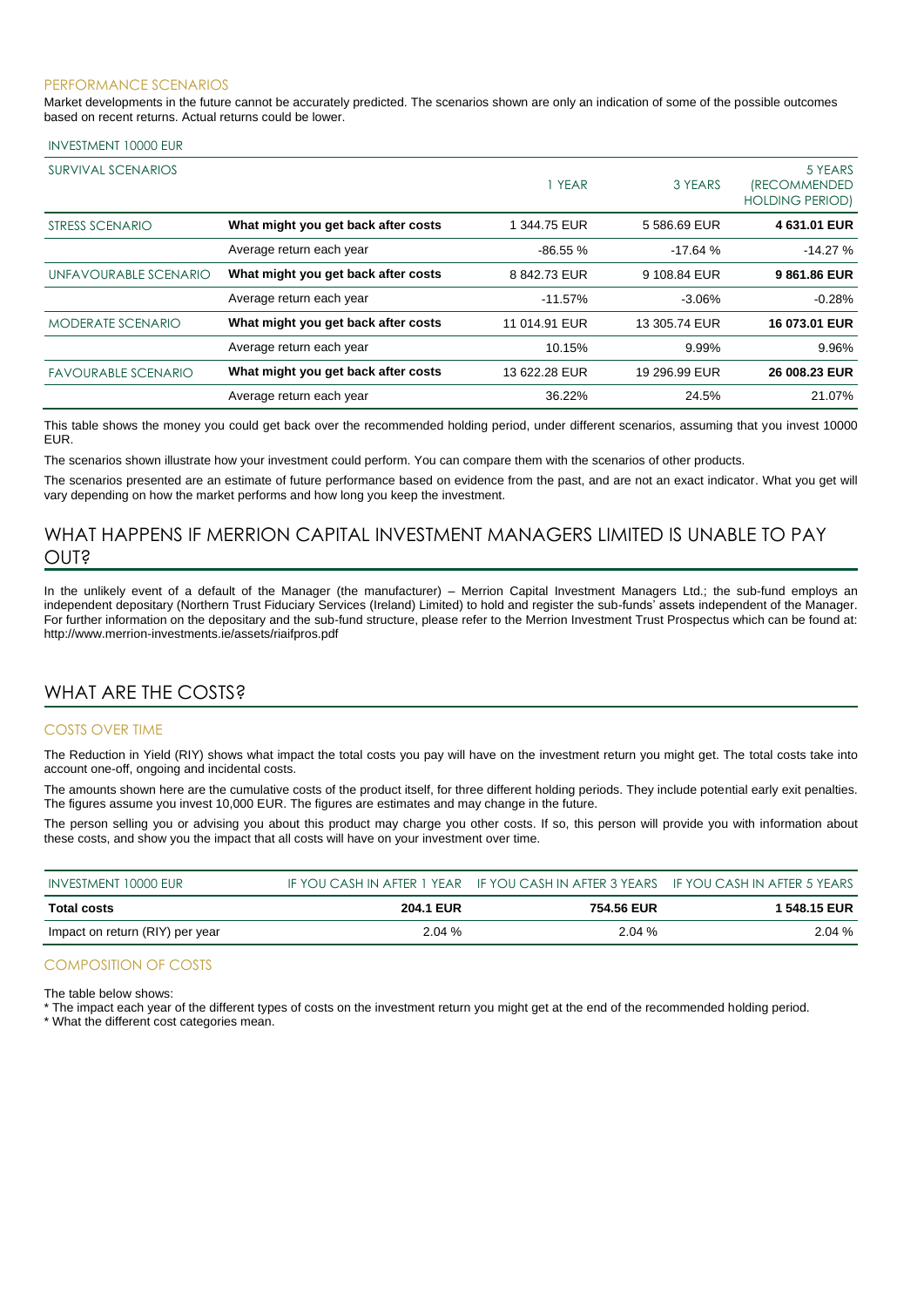### PERFORMANCE SCENARIOS

Market developments in the future cannot be accurately predicted. The scenarios shown are only an indication of some of the possible outcomes based on recent returns. Actual returns could be lower.

| INVESTMENT 10000 EUR | | | | |
|---|---|---|---|---|
| SURVIVAL SCENARIOS | | 1 YEAR | 3 YEARS | 5 YEARS (RECOMMENDED HOLDING PERIOD) |
| STRESS SCENARIO | **What might you get back after costs** | 1 344.75 EUR | 5 586.69 EUR | **4 631.01 EUR** |
| | Average return each year | -86.55 % | -17.64 % | -14.27 % |
| UNFAVOURABLE SCENARIO | **What might you get back after costs** | 8 842.73 EUR | 9 108.84 EUR | **9 861.86 EUR** |
| | Average return each year | -11.57% | -3.06% | -0.28% |
| MODERATE SCENARIO | **What might you get back after costs** | 11 014.91 EUR | 13 305.74 EUR | **16 073.01 EUR** |
| | Average return each year | 10.15% | 9.99% | 9.96% |
| FAVOURABLE SCENARIO | **What might you get back after costs** | 13 622.28 EUR | 19 296.99 EUR | **26 008.23 EUR** |
| | Average return each year | 36.22% | 24.5% | 21.07% |

This table shows the money you could get back over the recommended holding period, under different scenarios, assuming that you invest 10000 EUR.

The scenarios shown illustrate how your investment could perform. You can compare them with the scenarios of other products.

The scenarios presented are an estimate of future performance based on evidence from the past, and are not an exact indicator. What you get will vary depending on how the market performs and how long you keep the investment.

## WHAT HAPPENS IF MERRION CAPITAL INVESTMENT MANAGERS LIMITED IS UNABLE TO PAY OUT?

In the unlikely event of a default of the Manager (the manufacturer) – Merrion Capital Investment Managers Ltd.; the sub-fund employs an independent depositary (Northern Trust Fiduciary Services (Ireland) Limited) to hold and register the sub-funds' assets independent of the Manager. For further information on the depositary and the sub-fund structure, please refer to the Merrion Investment Trust Prospectus which can be found at: http://www.merrion-investments.ie/assets/riaifpros.pdf

## WHAT ARE THE COSTS?

### COSTS OVER TIME

The Reduction in Yield (RIY) shows what impact the total costs you pay will have on the investment return you might get. The total costs take into account one-off, ongoing and incidental costs.

The amounts shown here are the cumulative costs of the product itself, for three different holding periods. They include potential early exit penalties. The figures assume you invest 10,000 EUR. The figures are estimates and may change in the future.

The person selling you or advising you about this product may charge you other costs. If so, this person will provide you with information about these costs, and show you the impact that all costs will have on your investment over time.

| INVESTMENT 10000 EUR | IF YOU CASH IN AFTER 1 YEAR | IF YOU CASH IN AFTER 3 YEARS | IF YOU CASH IN AFTER 5 YEARS |
|---|---|---|---|
| **Total costs** | **204.1 EUR** | **754.56 EUR** | **1 548.15 EUR** |
| Impact on return (RIY) per year | 2.04 % | 2.04 % | 2.04 % |

### COMPOSITION OF COSTS

The table below shows:

* The impact each year of the different types of costs on the investment return you might get at the end of the recommended holding period.
* What the different cost categories mean.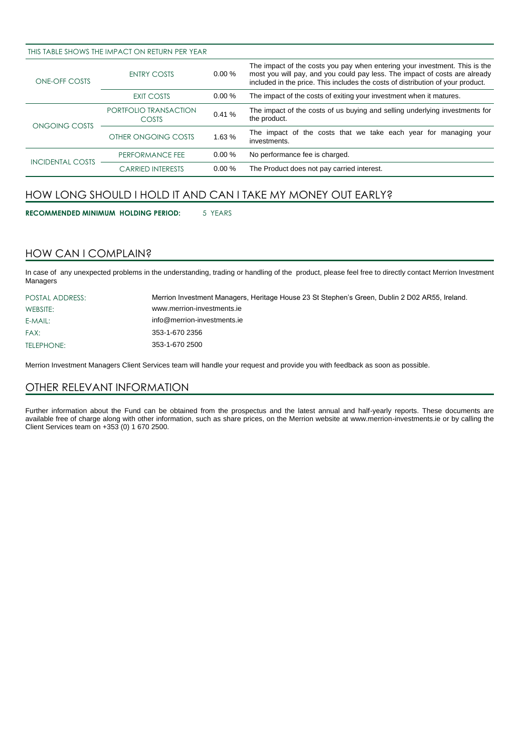| THIS TABLE SHOWS THE IMPACT ON RETURN PER YEAR | | | |
|---|---|---|---|
| ONE-OFF COSTS | ENTRY COSTS | 0.00 % | The impact of the costs you pay when entering your investment. This is the most you will pay, and you could pay less. The impact of costs are already included in the price. This includes the costs of distribution of your product. |
| | EXIT COSTS | 0.00 % | The impact of the costs of exiting your investment when it matures. |
| ONGOING COSTS | PORTFOLIO TRANSACTION COSTS | 0.41 % | The impact of the costs of us buying and selling underlying investments for the product. |
| | OTHER ONGOING COSTS | 1.63 % | The impact of the costs that we take each year for managing your investments. |
| INCIDENTAL COSTS | PERFORMANCE FEE | 0.00 % | No performance fee is charged. |
| | CARRIED INTERESTS | 0.00 % | The Product does not pay carried interest. |

## HOW LONG SHOULD I HOLD IT AND CAN I TAKE MY MONEY OUT EARLY?

**RECOMMENDED MINIMUM HOLDING PERIOD:** 5 YEARS

## HOW CAN I COMPLAIN?

In case of any unexpected problems in the understanding, trading or handling of the product, please feel free to directly contact Merrion Investment Managers

| | |
|---|---|
| POSTAL ADDRESS: | Merrion Investment Managers, Heritage House 23 St Stephen's Green, Dublin 2 D02 AR55, Ireland. |
| WEBSITE: | www.merrion-investments.ie |
| E-MAIL: | info@merrion-investments.ie |
| FAX: | 353-1-670 2356 |
| TELEPHONE: | 353-1-670 2500 |

Merrion Investment Managers Client Services team will handle your request and provide you with feedback as soon as possible.

## OTHER RELEVANT INFORMATION

Further information about the Fund can be obtained from the prospectus and the latest annual and half-yearly reports. These documents are available free of charge along with other information, such as share prices, on the Merrion website at www.merrion-investments.ie or by calling the Client Services team on +353 (0) 1 670 2500.